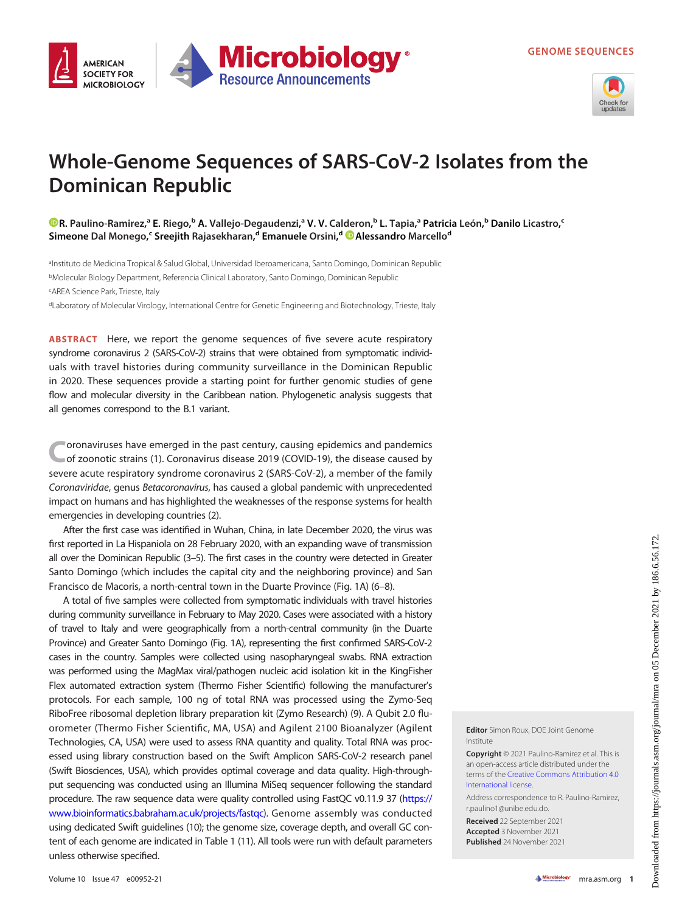# Whole-Genome Sequences of SARS-CoV-2 Isolates from the Dominican Republic

R. Paulino-Ramirez,[a] E. Riego,[b] A. Vallejo-Degaudenzi,[a] V. V. Calderon,[b] L. Tapia,[a] Patricia León,[b] Danilo Licastro,[c] Simeone Dal Monego,[c] Sreejith Rajasekharan,[d] Emanuele Orsini,[d] Alessandro Marcello[d]

[a]Instituto de Medicina Tropical & Salud Global, Universidad Iberoamericana, Santo Domingo, Dominican Republic
[b]Molecular Biology Department, Referencia Clinical Laboratory, Santo Domingo, Dominican Republic
[c]AREA Science Park, Trieste, Italy
[d]Laboratory of Molecular Virology, International Centre for Genetic Engineering and Biotechnology, Trieste, Italy

**ABSTRACT** Here, we report the genome sequences of five severe acute respiratory syndrome coronavirus 2 (SARS-CoV-2) strains that were obtained from symptomatic individuals with travel histories during community surveillance in the Dominican Republic in 2020. These sequences provide a starting point for further genomic studies of gene flow and molecular diversity in the Caribbean nation. Phylogenetic analysis suggests that all genomes correspond to the B.1 variant.

Coronaviruses have emerged in the past century, causing epidemics and pandemics of zoonotic strains (1). Coronavirus disease 2019 (COVID-19), the disease caused by severe acute respiratory syndrome coronavirus 2 (SARS-CoV-2), a member of the family *Coronaviridae*, genus *Betacoronavirus*, has caused a global pandemic with unprecedented impact on humans and has highlighted the weaknesses of the response systems for health emergencies in developing countries (2).

After the first case was identified in Wuhan, China, in late December 2020, the virus was first reported in La Hispaniola on 28 February 2020, with an expanding wave of transmission all over the Dominican Republic (3–5). The first cases in the country were detected in Greater Santo Domingo (which includes the capital city and the neighboring province) and San Francisco de Macoris, a north-central town in the Duarte Province (Fig. 1A) (6–8).

A total of five samples were collected from symptomatic individuals with travel histories during community surveillance in February to May 2020. Cases were associated with a history of travel to Italy and were geographically from a north-central community (in the Duarte Province) and Greater Santo Domingo (Fig. 1A), representing the first confirmed SARS-CoV-2 cases in the country. Samples were collected using nasopharyngeal swabs. RNA extraction was performed using the MagMax viral/pathogen nucleic acid isolation kit in the KingFisher Flex automated extraction system (Thermo Fisher Scientific) following the manufacturer's protocols. For each sample, 100 ng of total RNA was processed using the Zymo-Seq RiboFree ribosomal depletion library preparation kit (Zymo Research) (9). A Qubit 2.0 fluorometer (Thermo Fisher Scientific, MA, USA) and Agilent 2100 Bioanalyzer (Agilent Technologies, CA, USA) were used to assess RNA quantity and quality. Total RNA was processed using library construction based on the Swift Amplicon SARS-CoV-2 research panel (Swift Biosciences, USA), which provides optimal coverage and data quality. High-throughput sequencing was conducted using an Illumina MiSeq sequencer following the standard procedure. The raw sequence data were quality controlled using FastQC v0.11.9 37 (https://www.bioinformatics.babraham.ac.uk/projects/fastqc). Genome assembly was conducted using dedicated Swift guidelines (10); the genome size, coverage depth, and overall GC content of each genome are indicated in Table 1 (11). All tools were run with default parameters unless otherwise specified.

**Editor** Simon Roux, DOE Joint Genome Institute

**Copyright** © 2021 Paulino-Ramirez et al. This is an open-access article distributed under the terms of the Creative Commons Attribution 4.0 International license.

Address correspondence to R. Paulino-Ramirez, r.paulino1@unibe.edu.do.

**Received** 22 September 2021
**Accepted** 3 November 2021
**Published** 24 November 2021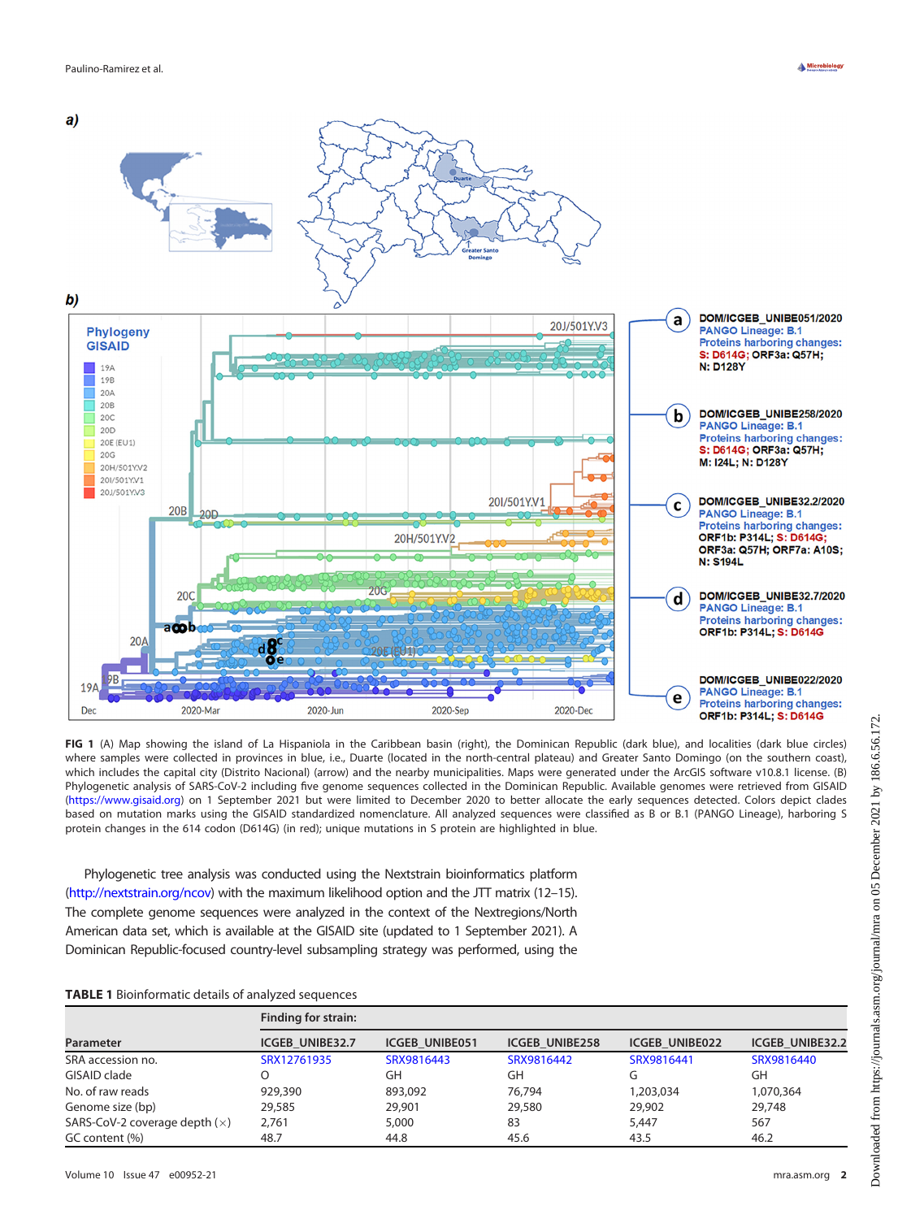**FIG 1** (A) Map showing the island of La Hispaniola in the Caribbean basin (right), the Dominican Republic (dark blue), and localities (dark blue circles) where samples were collected in provinces in blue, i.e., Duarte (located in the north-central plateau) and Greater Santo Domingo (on the southern coast), which includes the capital city (Distrito Nacional) (arrow) and the nearby municipalities. Maps were generated under the ArcGIS software v10.8.1 license. (B) Phylogenetic analysis of SARS-CoV-2 including five genome sequences collected in the Dominican Republic. Available genomes were retrieved from GISAID (https://www.gisaid.org) on 1 September 2021 but were limited to December 2020 to better allocate the early sequences detected. Colors depict clades based on mutation marks using the GISAID standardized nomenclature. All analyzed sequences were classified as B or B.1 (PANGO Lineage), harboring S protein changes in the 614 codon (D614G) (in red); unique mutations in S protein are highlighted in blue.

Phylogenetic tree analysis was conducted using the Nextstrain bioinformatics platform (http://nextstrain.org/ncov) with the maximum likelihood option and the JTT matrix (12–15). The complete genome sequences were analyzed in the context of the Nextregions/North American data set, which is available at the GISAID site (updated to 1 September 2021). A Dominican Republic-focused country-level subsampling strategy was performed, using the

**TABLE 1** Bioinformatic details of analyzed sequences

| | Finding for strain: | | | | |
|---|---|---|---|---|---|
| Parameter | ICGEB_UNIBE32.7 | ICGEB_UNIBE051 | ICGEB_UNIBE258 | ICGEB_UNIBE022 | ICGEB_UNIBE32.2 |
| SRA accession no. | SRX12761935 | SRX9816443 | SRX9816442 | SRX9816441 | SRX9816440 |
| GISAID clade | O | GH | GH | G | GH |
| No. of raw reads | 929,390 | 893,092 | 76,794 | 1,203,034 | 1,070,364 |
| Genome size (bp) | 29,585 | 29,901 | 29,580 | 29,902 | 29,748 |
| SARS-CoV-2 coverage depth (×) | 2,761 | 5,000 | 83 | 5,447 | 567 |
| GC content (%) | 48.7 | 44.8 | 45.6 | 43.5 | 46.2 |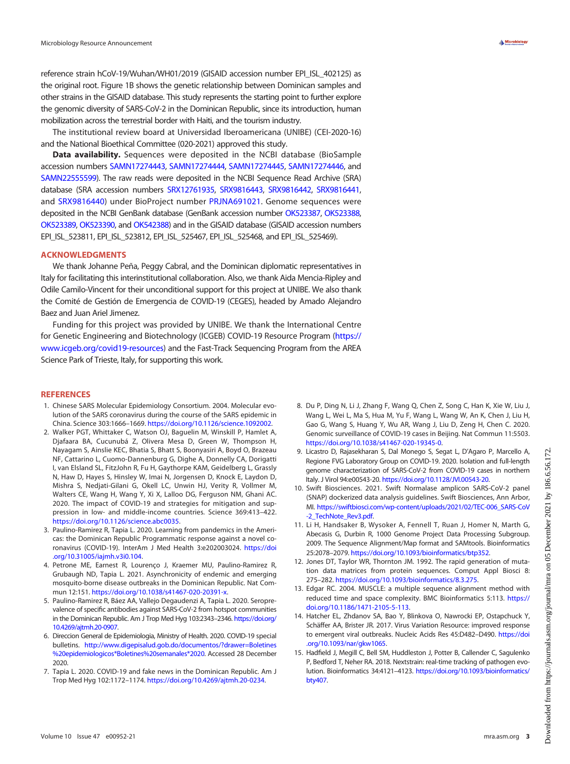reference strain hCoV-19/Wuhan/WH01/2019 (GISAID accession number EPI_ISL_402125) as the original root. Figure 1B shows the genetic relationship between Dominican samples and other strains in the GISAID database. This study represents the starting point to further explore the genomic diversity of SARS-CoV-2 in the Dominican Republic, since its introduction, human mobilization across the terrestrial border with Haiti, and the tourism industry.

The institutional review board at Universidad Iberoamericana (UNIBE) (CEI-2020-16) and the National Bioethical Committee (020-2021) approved this study.

**Data availability.** Sequences were deposited in the NCBI database (BioSample accession numbers SAMN17274443, SAMN17274444, SAMN17274445, SAMN17274446, and SAMN22555599). The raw reads were deposited in the NCBI Sequence Read Archive (SRA) database (SRA accession numbers SRX12761935, SRX9816443, SRX9816442, SRX9816441, and SRX9816440) under BioProject number PRJNA691021. Genome sequences were deposited in the NCBI GenBank database (GenBank accession number OK523387, OK523388, OK523389, OK523390, and OK542388) and in the GISAID database (GISAID accession numbers EPI_ISL_523811, EPI_ISL_523812, EPI_ISL_525467, EPI_ISL_525468, and EPI_ISL_525469).

## ACKNOWLEDGMENTS

We thank Johanne Peña, Peggy Cabral, and the Dominican diplomatic representatives in Italy for facilitating this interinstitutional collaboration. Also, we thank Aida Mencia-Ripley and Odile Camilo-Vincent for their unconditional support for this project at UNIBE. We also thank the Comité de Gestión de Emergencia de COVID-19 (CEGES), headed by Amado Alejandro Baez and Juan Ariel Jimenez.

Funding for this project was provided by UNIBE. We thank the International Centre for Genetic Engineering and Biotechnology (ICGEB) COVID-19 Resource Program (https://www.icgeb.org/covid19-resources) and the Fast-Track Sequencing Program from the AREA Science Park of Trieste, Italy, for supporting this work.

## REFERENCES

1. Chinese SARS Molecular Epidemiology Consortium. 2004. Molecular evolution of the SARS coronavirus during the course of the SARS epidemic in China. Science 303:1666–1669. https://doi.org/10.1126/science.1092002.
2. Walker PGT, Whittaker C, Watson OJ, Baguelin M, Winskill P, Hamlet A, Djafaara BA, Cucunubá Z, Olivera Mesa D, Green W, Thompson H, Nayagam S, Ainslie KEC, Bhatia S, Bhatt S, Boonyasiri A, Boyd O, Brazeau NF, Cattarino L, Cuomo-Dannenburg G, Dighe A, Donnelly CA, Dorigatti I, van Elsland SL, FitzJohn R, Fu H, Gaythorpe KAM, Geidelberg L, Grassly N, Haw D, Hayes S, Hinsley W, Imai N, Jorgensen D, Knock E, Laydon D, Mishra S, Nedjati-Gilani G, Okell LC, Unwin HJ, Verity R, Vollmer M, Walters CE, Wang H, Wang Y, Xi X, Lalloo DG, Ferguson NM, Ghani AC. 2020. The impact of COVID-19 and strategies for mitigation and suppression in low- and middle-income countries. Science 369:413–422. https://doi.org/10.1126/science.abc0035.
3. Paulino-Ramirez R, Tapia L. 2020. Learning from pandemics in the Americas: the Dominican Republic Programmatic response against a novel coronavirus (COVID-19). InterAm J Med Health 3:e202003024. https://doi.org/10.31005/iajmh.v3i0.104.
4. Petrone ME, Earnest R, Lourenço J, Kraemer MU, Paulino-Ramirez R, Grubaugh ND, Tapia L. 2021. Asynchronicity of endemic and emerging mosquito-borne disease outbreaks in the Dominican Republic. Nat Commun 12:151. https://doi.org/10.1038/s41467-020-20391-x.
5. Paulino-Ramirez R, Báez AA, Vallejo Degaudenzi A, Tapia L. 2020. Seroprevalence of specific antibodies against SARS-CoV-2 from hotspot communities in the Dominican Republic. Am J Trop Med Hyg 103:2343–2346. https://doi.org/10.4269/ajtmh.20-0907.
6. Direccion General de Epidemiologia, Ministry of Health. 2020. COVID-19 special bulletins. http://www.digepisalud.gob.do/documentos/?drawer=Boletines%20epidemiologicos*Boletines%20semanales*2020. Accessed 28 December 2020.
7. Tapia L. 2020. COVID-19 and fake news in the Dominican Republic. Am J Trop Med Hyg 102:1172–1174. https://doi.org/10.4269/ajtmh.20-0234.
8. Du P, Ding N, Li J, Zhang F, Wang Q, Chen Z, Song C, Han K, Xie W, Liu J, Wang L, Wei L, Ma S, Hua M, Yu F, Wang L, Wang W, An K, Chen J, Liu H, Gao G, Wang S, Huang Y, Wu AR, Wang J, Liu D, Zeng H, Chen C. 2020. Genomic surveillance of COVID-19 cases in Beijing. Nat Commun 11:5503. https://doi.org/10.1038/s41467-020-19345-0.
9. Licastro D, Rajasekharan S, Dal Monego S, Segat L, D'Agaro P, Marcello A, Regione FVG Laboratory Group on COVID-19. 2020. Isolation and full-length genome characterization of SARS-CoV-2 from COVID-19 cases in northern Italy. J Virol 94:e00543-20. https://doi.org/10.1128/JVI.00543-20.
10. Swift Biosciences. 2021. Swift Normalase amplicon SARS-CoV-2 panel (SNAP) dockerized data analysis guidelines. Swift Biosciences, Ann Arbor, MI. https://swiftbiosci.com/wp-content/uploads/2021/02/TEC-006_SARS-CoV-2_TechNote_Rev3.pdf.
11. Li H, Handsaker B, Wysoker A, Fennell T, Ruan J, Homer N, Marth G, Abecasis G, Durbin R, 1000 Genome Project Data Processing Subgroup. 2009. The Sequence Alignment/Map format and SAMtools. Bioinformatics 25:2078–2079. https://doi.org/10.1093/bioinformatics/btp352.
12. Jones DT, Taylor WR, Thornton JM. 1992. The rapid generation of mutation data matrices from protein sequences. Comput Appl Biosci 8:275–282. https://doi.org/10.1093/bioinformatics/8.3.275.
13. Edgar RC. 2004. MUSCLE: a multiple sequence alignment method with reduced time and space complexity. BMC Bioinformatics 5:113. https://doi.org/10.1186/1471-2105-5-113.
14. Hatcher EL, Zhdanov SA, Bao Y, Blinkova O, Nawrocki EP, Ostapchuck Y, Schäffer AA, Brister JR. 2017. Virus Variation Resource: improved response to emergent viral outbreaks. Nucleic Acids Res 45:D482–D490. https://doi.org/10.1093/nar/gkw1065.
15. Hadfield J, Megill C, Bell SM, Huddleston J, Potter B, Callender C, Sagulenko P, Bedford T, Neher RA. 2018. Nextstrain: real-time tracking of pathogen evolution. Bioinformatics 34:4121–4123. https://doi.org/10.1093/bioinformatics/bty407.